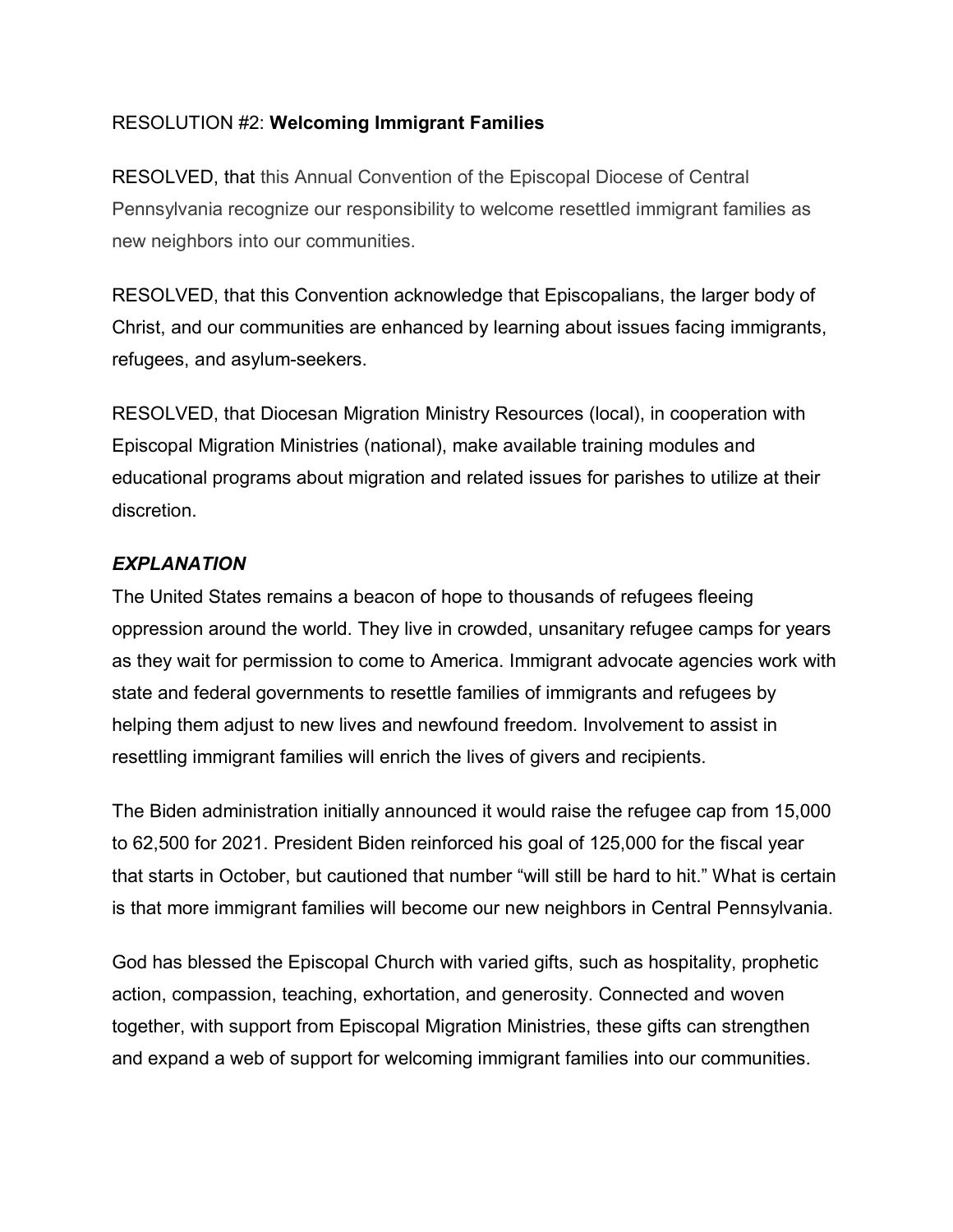RESOLUTION #2: **Welcoming Immigrant Families**

RESOLVED, that this Annual Convention of the Episcopal Diocese of Central Pennsylvania recognize our responsibility to welcome resettled immigrant families as new neighbors into our communities.

RESOLVED, that this Convention acknowledge that Episcopalians, the larger body of Christ, and our communities are enhanced by learning about issues facing immigrants, refugees, and asylum-seekers.

RESOLVED, that Diocesan Migration Ministry Resources (local), in cooperation with Episcopal Migration Ministries (national), make available training modules and educational programs about migration and related issues for parishes to utilize at their discretion.

### ***EXPLANATION***

The United States remains a beacon of hope to thousands of refugees fleeing oppression around the world. They live in crowded, unsanitary refugee camps for years as they wait for permission to come to America. Immigrant advocate agencies work with state and federal governments to resettle families of immigrants and refugees by helping them adjust to new lives and newfound freedom. Involvement to assist in resettling immigrant families will enrich the lives of givers and recipients.

The Biden administration initially announced it would raise the refugee cap from 15,000 to 62,500 for 2021. President Biden reinforced his goal of 125,000 for the fiscal year that starts in October, but cautioned that number "will still be hard to hit." What is certain is that more immigrant families will become our new neighbors in Central Pennsylvania.

God has blessed the Episcopal Church with varied gifts, such as hospitality, prophetic action, compassion, teaching, exhortation, and generosity. Connected and woven together, with support from Episcopal Migration Ministries, these gifts can strengthen and expand a web of support for welcoming immigrant families into our communities.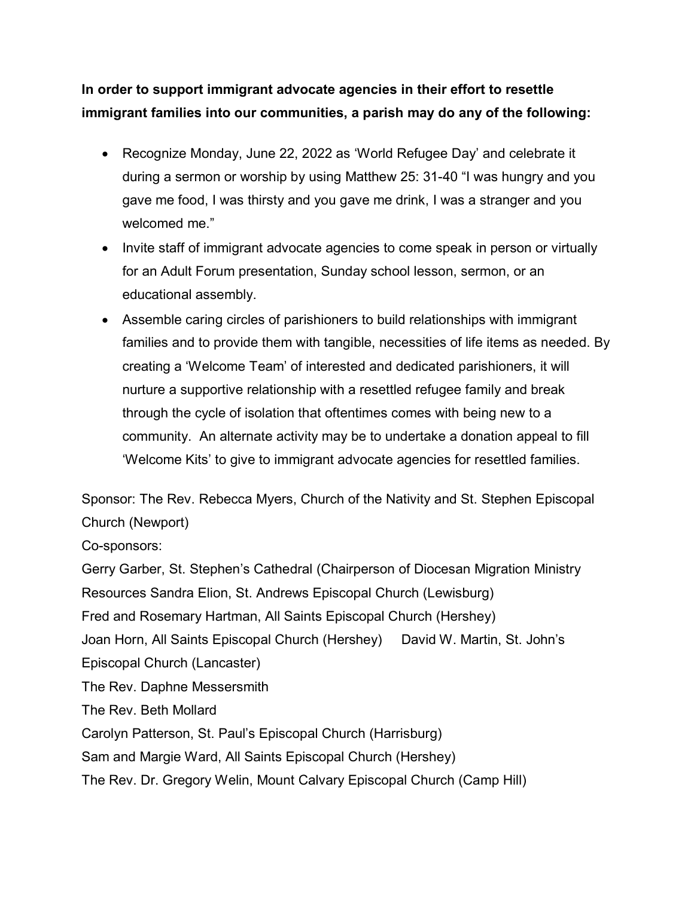**In order to support immigrant advocate agencies in their effort to resettle immigrant families into our communities, a parish may do any of the following:**

- Recognize Monday, June 22, 2022 as 'World Refugee Day' and celebrate it during a sermon or worship by using Matthew 25: 31-40 "I was hungry and you gave me food, I was thirsty and you gave me drink, I was a stranger and you welcomed me."
- Invite staff of immigrant advocate agencies to come speak in person or virtually for an Adult Forum presentation, Sunday school lesson, sermon, or an educational assembly.
- Assemble caring circles of parishioners to build relationships with immigrant families and to provide them with tangible, necessities of life items as needed. By creating a 'Welcome Team' of interested and dedicated parishioners, it will nurture a supportive relationship with a resettled refugee family and break through the cycle of isolation that oftentimes comes with being new to a community. An alternate activity may be to undertake a donation appeal to fill 'Welcome Kits' to give to immigrant advocate agencies for resettled families.

Sponsor: The Rev. Rebecca Myers, Church of the Nativity and St. Stephen Episcopal Church (Newport)

Co-sponsors:

Gerry Garber, St. Stephen's Cathedral (Chairperson of Diocesan Migration Ministry Resources Sandra Elion, St. Andrews Episcopal Church (Lewisburg)

Fred and Rosemary Hartman, All Saints Episcopal Church (Hershey)

Joan Horn, All Saints Episcopal Church (Hershey) David W. Martin, St. John's Episcopal Church (Lancaster)

The Rev. Daphne Messersmith

The Rev. Beth Mollard

Carolyn Patterson, St. Paul's Episcopal Church (Harrisburg)

Sam and Margie Ward, All Saints Episcopal Church (Hershey)

The Rev. Dr. Gregory Welin, Mount Calvary Episcopal Church (Camp Hill)